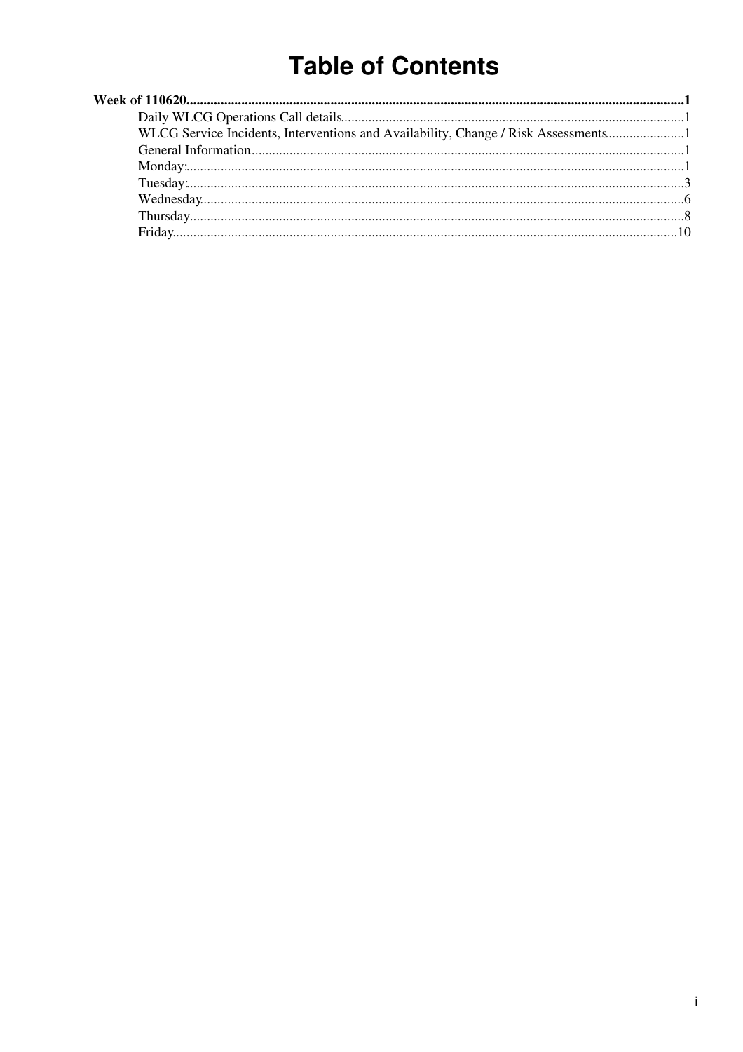# Table of Contents

**Week of 110620**......................................................................................................................................................**1**

- Daily WLCG Operations Call details......................................................................................................1
- WLCG Service Incidents, Interventions and Availability, Change / Risk Assessments......................1
- General Information.................................................................................................................................1
- Monday:....................................................................................................................................................1
- Tuesday:....................................................................................................................................................3
- Wednesday................................................................................................................................................6
- Thursday...................................................................................................................................................8
- Friday......................................................................................................................................................10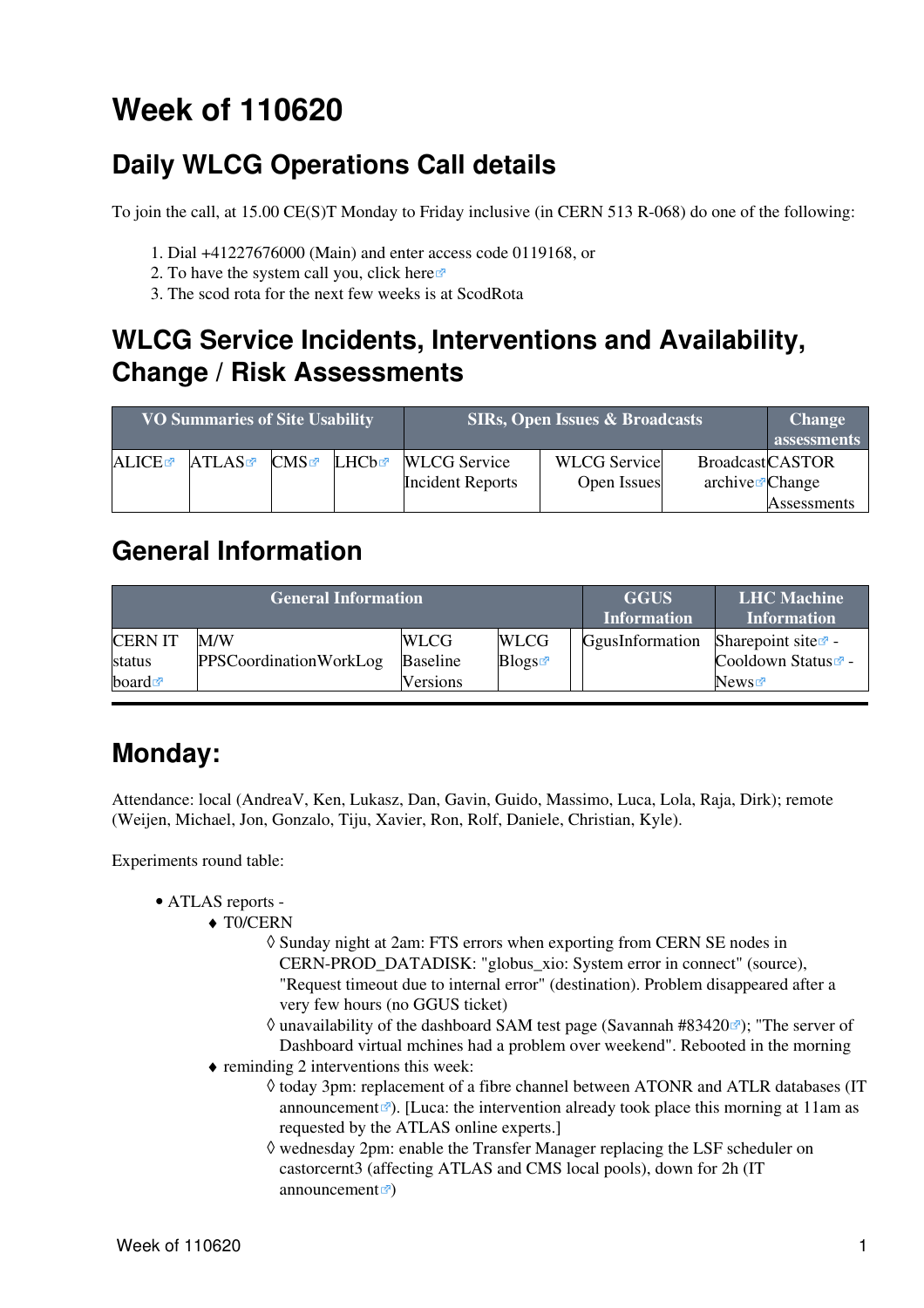# Week of 110620

## Daily WLCG Operations Call details

To join the call, at 15.00 CE(S)T Monday to Friday inclusive (in CERN 513 R-068) do one of the following:

1. Dial +41227676000 (Main) and enter access code 0119168, or
2. To have the system call you, click here
3. The scod rota for the next few weeks is at ScodRota

## WLCG Service Incidents, Interventions and Availability, Change / Risk Assessments

| VO Summaries of Site Usability | | | | SIRs, Open Issues & Broadcasts | | | Change assessments |
|---|---|---|---|---|---|---|---|
| ALICE | ATLAS | CMS | LHCb | WLCG Service Incident Reports | WLCG Service Open Issues | Broadcast archive | CASTOR Change Assessments |

## General Information

| General Information | | | | | GGUS Information | LHC Machine Information |
|---|---|---|---|---|---|---|
| CERN IT status board | M/W PPSCoordinationWorkLog | WLCG Baseline Versions | WLCG Blogs | | GgusInformation | Sharepoint site - Cooldown Status - News |

---

# Monday:

Attendance: local (AndreaV, Ken, Lukasz, Dan, Gavin, Guido, Massimo, Luca, Lola, Raja, Dirk); remote (Weijen, Michael, Jon, Gonzalo, Tiju, Xavier, Ron, Rolf, Daniele, Christian, Kyle).

Experiments round table:

- ATLAS reports -
  - T0/CERN
    - Sunday night at 2am: FTS errors when exporting from CERN SE nodes in CERN-PROD_DATADISK: "globus_xio: System error in connect" (source), "Request timeout due to internal error" (destination). Problem disappeared after a very few hours (no GGUS ticket)
    - unavailability of the dashboard SAM test page (Savannah #83420); "The server of Dashboard virtual mchines had a problem over weekend". Rebooted in the morning
  - reminding 2 interventions this week:
    - today 3pm: replacement of a fibre channel between ATONR and ATLR databases (IT announcement). [Luca: the intervention already took place this morning at 11am as requested by the ATLAS online experts.]
    - wednesday 2pm: enable the Transfer Manager replacing the LSF scheduler on castorcernt3 (affecting ATLAS and CMS local pools), down for 2h (IT announcement)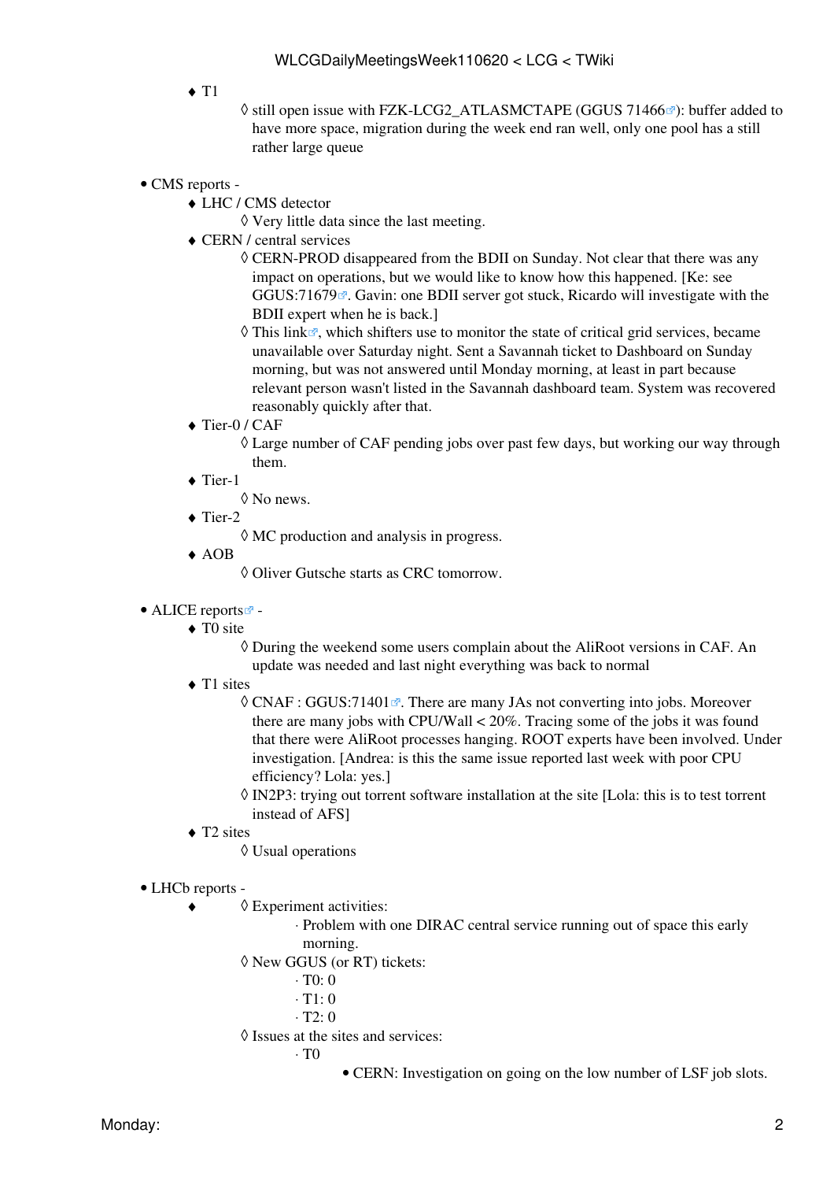- T1
  - still open issue with FZK-LCG2_ATLASMCTAPE (GGUS 71466): buffer added to have more space, migration during the week end ran well, only one pool has a still rather large queue

- CMS reports -
  - LHC / CMS detector
    - Very little data since the last meeting.
  - CERN / central services
    - CERN-PROD disappeared from the BDII on Sunday. Not clear that there was any impact on operations, but we would like to know how this happened. [Ke: see GGUS:71679. Gavin: one BDII server got stuck, Ricardo will investigate with the BDII expert when he is back.]
    - This link, which shifters use to monitor the state of critical grid services, became unavailable over Saturday night. Sent a Savannah ticket to Dashboard on Sunday morning, but was not answered until Monday morning, at least in part because relevant person wasn't listed in the Savannah dashboard team. System was recovered reasonably quickly after that.
  - Tier-0 / CAF
    - Large number of CAF pending jobs over past few days, but working our way through them.
  - Tier-1
    - No news.
  - Tier-2
    - MC production and analysis in progress.
  - AOB
    - Oliver Gutsche starts as CRC tomorrow.

- ALICE reports -
  - T0 site
    - During the weekend some users complain about the AliRoot versions in CAF. An update was needed and last night everything was back to normal
  - T1 sites
    - CNAF : GGUS:71401. There are many JAs not converting into jobs. Moreover there are many jobs with CPU/Wall < 20%. Tracing some of the jobs it was found that there were AliRoot processes hanging. ROOT experts have been involved. Under investigation. [Andrea: is this the same issue reported last week with poor CPU efficiency? Lola: yes.]
    - IN2P3: trying out torrent software installation at the site [Lola: this is to test torrent instead of AFS]
  - T2 sites
    - Usual operations

- LHCb reports -
  - 
    - Experiment activities:
      - Problem with one DIRAC central service running out of space this early morning.
    - New GGUS (or RT) tickets:
      - T0: 0
      - T1: 0
      - T2: 0
    - Issues at the sites and services:
      - T0
        - CERN: Investigation on going on the low number of LSF job slots.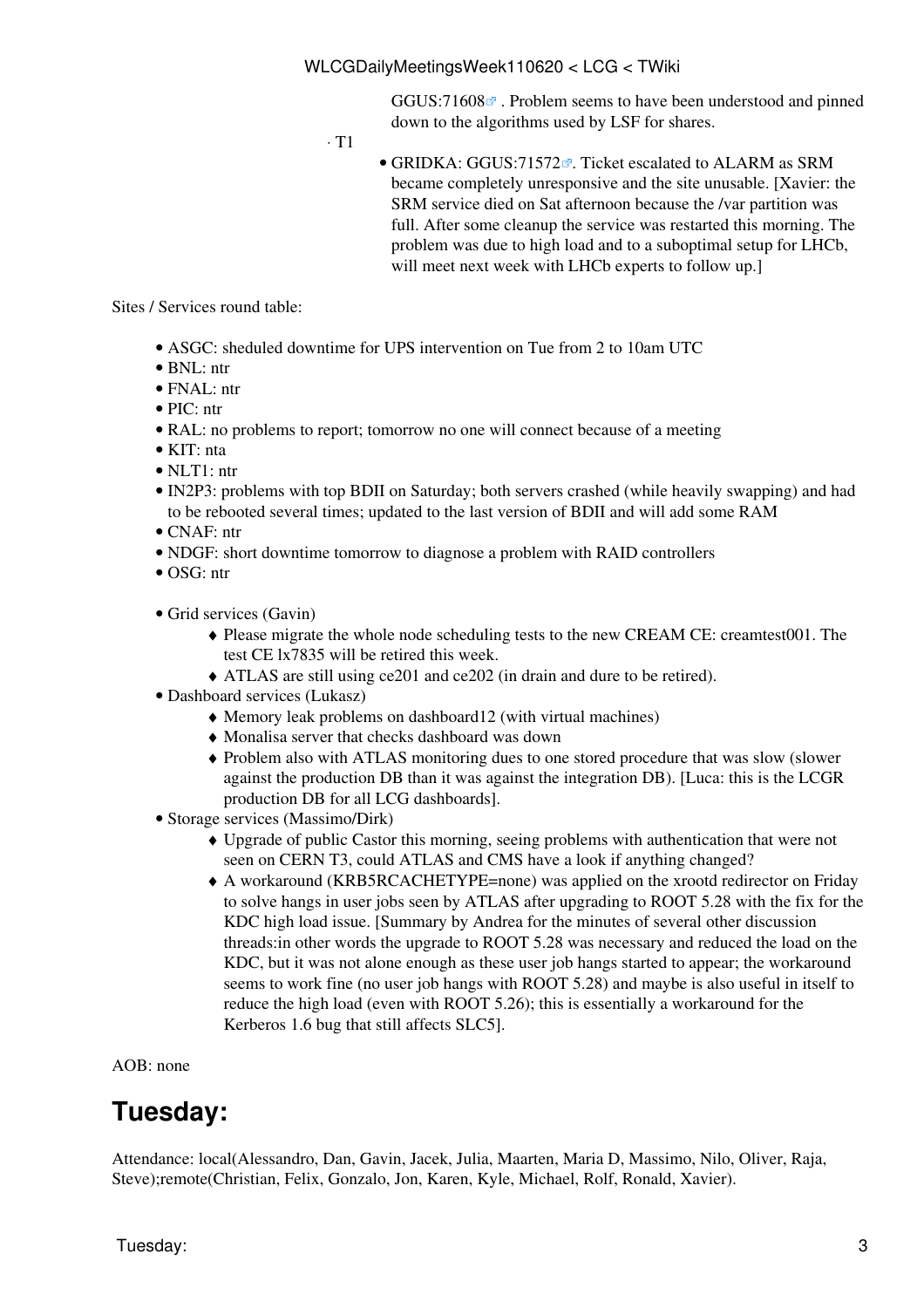GGUS:71608 . Problem seems to have been understood and pinned down to the algorithms used by LSF for shares.

- T1
    - GRIDKA: GGUS:71572. Ticket escalated to ALARM as SRM became completely unresponsive and the site unusable. [Xavier: the SRM service died on Sat afternoon because the /var partition was full. After some cleanup the service was restarted this morning. The problem was due to high load and to a suboptimal setup for LHCb, will meet next week with LHCb experts to follow up.]

Sites / Services round table:

- ASGC: sheduled downtime for UPS intervention on Tue from 2 to 10am UTC
- BNL: ntr
- FNAL: ntr
- PIC: ntr
- RAL: no problems to report; tomorrow no one will connect because of a meeting
- KIT: nta
- NLT1: ntr
- IN2P3: problems with top BDII on Saturday; both servers crashed (while heavily swapping) and had to be rebooted several times; updated to the last version of BDII and will add some RAM
- CNAF: ntr
- NDGF: short downtime tomorrow to diagnose a problem with RAID controllers
- OSG: ntr

- Grid services (Gavin)
    - Please migrate the whole node scheduling tests to the new CREAM CE: creamtest001. The test CE lx7835 will be retired this week.
    - ATLAS are still using ce201 and ce202 (in drain and dure to be retired).
- Dashboard services (Lukasz)
    - Memory leak problems on dashboard12 (with virtual machines)
    - Monalisa server that checks dashboard was down
    - Problem also with ATLAS monitoring dues to one stored procedure that was slow (slower against the production DB than it was against the integration DB). [Luca: this is the LCGR production DB for all LCG dashboards].
- Storage services (Massimo/Dirk)
    - Upgrade of public Castor this morning, seeing problems with authentication that were not seen on CERN T3, could ATLAS and CMS have a look if anything changed?
    - A workaround (KRB5RCACHETYPE=none) was applied on the xrootd redirector on Friday to solve hangs in user jobs seen by ATLAS after upgrading to ROOT 5.28 with the fix for the KDC high load issue. [Summary by Andrea for the minutes of several other discussion threads:in other words the upgrade to ROOT 5.28 was necessary and reduced the load on the KDC, but it was not alone enough as these user job hangs started to appear; the workaround seems to work fine (no user job hangs with ROOT 5.28) and maybe is also useful in itself to reduce the high load (even with ROOT 5.26); this is essentially a workaround for the Kerberos 1.6 bug that still affects SLC5].

AOB: none

## Tuesday:

Attendance: local(Alessandro, Dan, Gavin, Jacek, Julia, Maarten, Maria D, Massimo, Nilo, Oliver, Raja, Steve);remote(Christian, Felix, Gonzalo, Jon, Karen, Kyle, Michael, Rolf, Ronald, Xavier).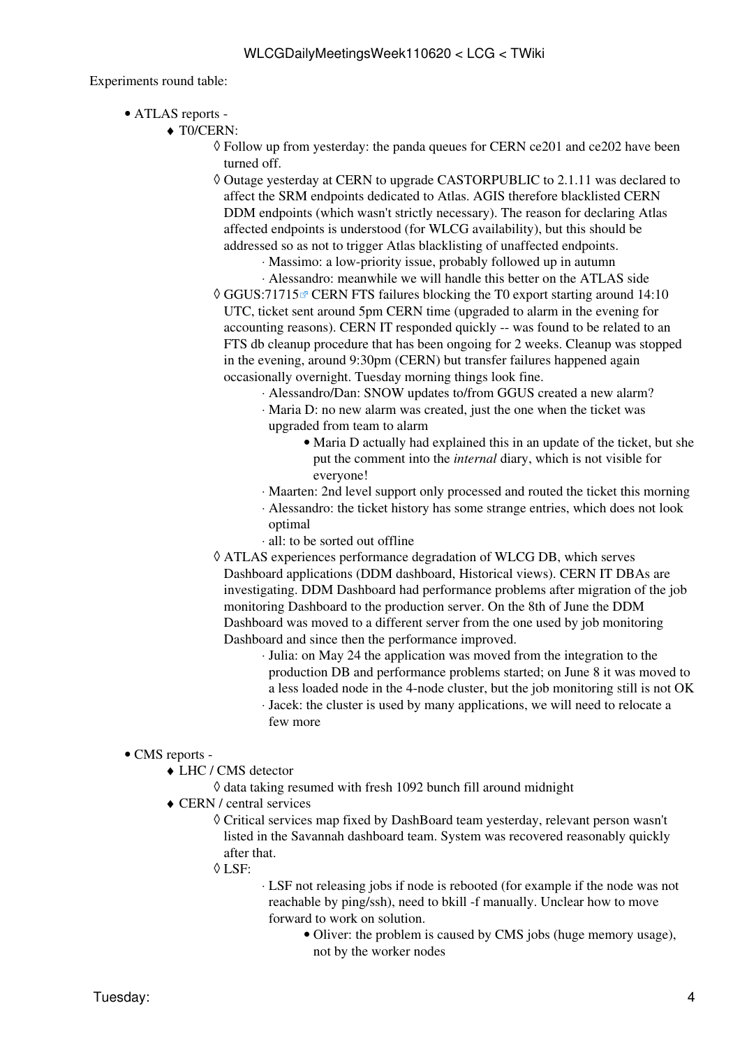Experiments round table:

- ATLAS reports -
  - T0/CERN:
    - Follow up from yesterday: the panda queues for CERN ce201 and ce202 have been turned off.
    - Outage yesterday at CERN to upgrade CASTORPUBLIC to 2.1.11 was declared to affect the SRM endpoints dedicated to Atlas. AGIS therefore blacklisted CERN DDM endpoints (which wasn't strictly necessary). The reason for declaring Atlas affected endpoints is understood (for WLCG availability), but this should be addressed so as not to trigger Atlas blacklisting of unaffected endpoints.
      - Massimo: a low-priority issue, probably followed up in autumn
      - Alessandro: meanwhile we will handle this better on the ATLAS side
    - GGUS:71715 CERN FTS failures blocking the T0 export starting around 14:10 UTC, ticket sent around 5pm CERN time (upgraded to alarm in the evening for accounting reasons). CERN IT responded quickly -- was found to be related to an FTS db cleanup procedure that has been ongoing for 2 weeks. Cleanup was stopped in the evening, around 9:30pm (CERN) but transfer failures happened again occasionally overnight. Tuesday morning things look fine.
      - Alessandro/Dan: SNOW updates to/from GGUS created a new alarm?
      - Maria D: no new alarm was created, just the one when the ticket was upgraded from team to alarm
        - Maria D actually had explained this in an update of the ticket, but she put the comment into the *internal* diary, which is not visible for everyone!
      - Maarten: 2nd level support only processed and routed the ticket this morning
      - Alessandro: the ticket history has some strange entries, which does not look optimal
      - all: to be sorted out offline
    - ATLAS experiences performance degradation of WLCG DB, which serves Dashboard applications (DDM dashboard, Historical views). CERN IT DBAs are investigating. DDM Dashboard had performance problems after migration of the job monitoring Dashboard to the production server. On the 8th of June the DDM Dashboard was moved to a different server from the one used by job monitoring Dashboard and since then the performance improved.
      - Julia: on May 24 the application was moved from the integration to the production DB and performance problems started; on June 8 it was moved to a less loaded node in the 4-node cluster, but the job monitoring still is not OK
      - Jacek: the cluster is used by many applications, we will need to relocate a few more

- CMS reports -
  - LHC / CMS detector
    - data taking resumed with fresh 1092 bunch fill around midnight
  - CERN / central services
    - Critical services map fixed by DashBoard team yesterday, relevant person wasn't listed in the Savannah dashboard team. System was recovered reasonably quickly after that.
    - LSF:
      - LSF not releasing jobs if node is rebooted (for example if the node was not reachable by ping/ssh), need to bkill -f manually. Unclear how to move forward to work on solution.
        - Oliver: the problem is caused by CMS jobs (huge memory usage), not by the worker nodes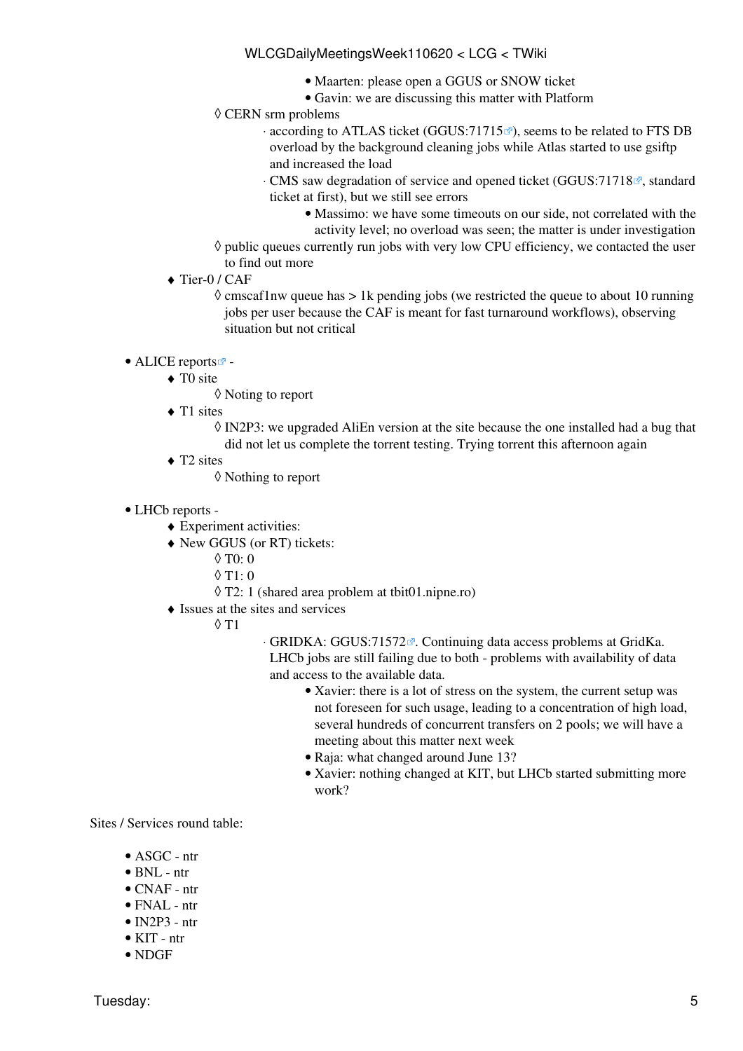- Maarten: please open a GGUS or SNOW ticket
            - Gavin: we are discussing this matter with Platform
        - CERN srm problems
            - according to ATLAS ticket (GGUS:71715), seems to be related to FTS DB overload by the background cleaning jobs while Atlas started to use gsiftp and increased the load
            - CMS saw degradation of service and opened ticket (GGUS:71718, standard ticket at first), but we still see errors
                - Massimo: we have some timeouts on our side, not correlated with the activity level; no overload was seen; the matter is under investigation
        - public queues currently run jobs with very low CPU efficiency, we contacted the user to find out more
    - Tier-0 / CAF
        - cmscaf1nw queue has > 1k pending jobs (we restricted the queue to about 10 running jobs per user because the CAF is meant for fast turnaround workflows), observing situation but not critical

- ALICE reports -
    - T0 site
        - Nothing to report
    - T1 sites
        - IN2P3: we upgraded AliEn version at the site because the one installed had a bug that did not let us complete the torrent testing. Trying torrent this afternoon again
    - T2 sites
        - Nothing to report

- LHCb reports -
    - Experiment activities:
    - New GGUS (or RT) tickets:
        - T0: 0
        - T1: 0
        - T2: 1 (shared area problem at tbit01.nipne.ro)
    - Issues at the sites and services
        - T1
            - GRIDKA: GGUS:71572. Continuing data access problems at GridKa. LHCb jobs are still failing due to both - problems with availability of data and access to the available data.
                - Xavier: there is a lot of stress on the system, the current setup was not foreseen for such usage, leading to a concentration of high load, several hundreds of concurrent transfers on 2 pools; we will have a meeting about this matter next week
                - Raja: what changed around June 13?
                - Xavier: nothing changed at KIT, but LHCb started submitting more work?

Sites / Services round table:

- ASGC - ntr
- BNL - ntr
- CNAF - ntr
- FNAL - ntr
- IN2P3 - ntr
- KIT - ntr
- NDGF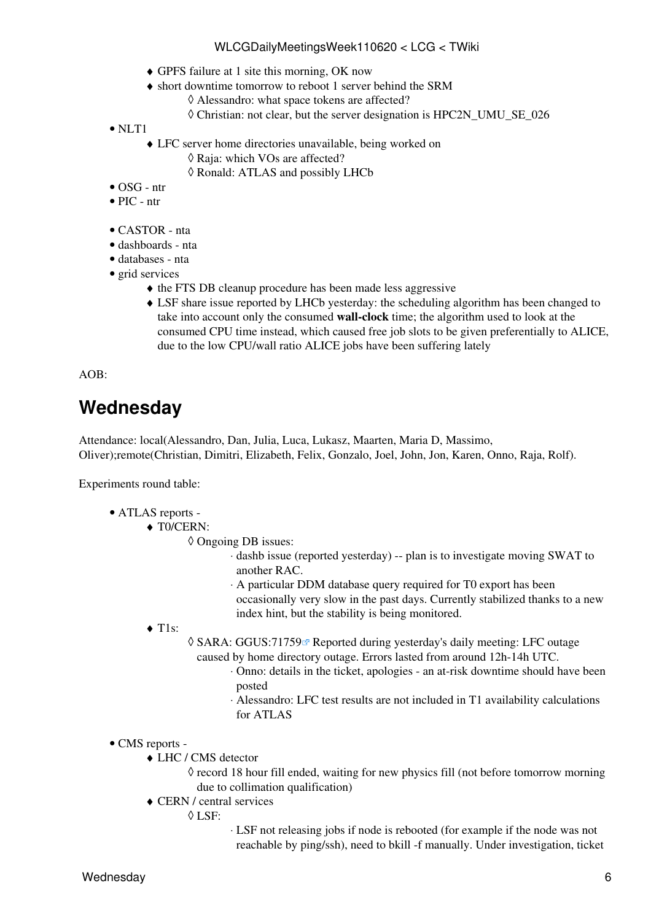- GPFS failure at 1 site this morning, OK now
        - short downtime tomorrow to reboot 1 server behind the SRM
            - Alessandro: what space tokens are affected?
            - Christian: not clear, but the server designation is HPC2N_UMU_SE_026
- NLT1
    - LFC server home directories unavailable, being worked on
        - Raja: which VOs are affected?
        - Ronald: ATLAS and possibly LHCb
- OSG - ntr
- PIC - ntr

- CASTOR - nta
- dashboards - nta
- databases - nta
- grid services
    - the FTS DB cleanup procedure has been made less aggressive
    - LSF share issue reported by LHCb yesterday: the scheduling algorithm has been changed to take into account only the consumed **wall-clock** time; the algorithm used to look at the consumed CPU time instead, which caused free job slots to be given preferentially to ALICE, due to the low CPU/wall ratio ALICE jobs have been suffering lately

AOB:

## Wednesday

Attendance: local(Alessandro, Dan, Julia, Luca, Lukasz, Maarten, Maria D, Massimo, Oliver);remote(Christian, Dimitri, Elizabeth, Felix, Gonzalo, Joel, John, Jon, Karen, Onno, Raja, Rolf).

Experiments round table:

- ATLAS reports -
    - T0/CERN:
        - Ongoing DB issues:
            - dashb issue (reported yesterday) -- plan is to investigate moving SWAT to another RAC.
            - A particular DDM database query required for T0 export has been occasionally very slow in the past days. Currently stabilized thanks to a new index hint, but the stability is being monitored.
    - T1s:
        - SARA: GGUS:71759 Reported during yesterday's daily meeting: LFC outage caused by home directory outage. Errors lasted from around 12h-14h UTC.
            - Onno: details in the ticket, apologies - an at-risk downtime should have been posted
            - Alessandro: LFC test results are not included in T1 availability calculations for ATLAS

- CMS reports -
    - LHC / CMS detector
        - record 18 hour fill ended, waiting for new physics fill (not before tomorrow morning due to collimation qualification)
    - CERN / central services
        - LSF:
            - LSF not releasing jobs if node is rebooted (for example if the node was not reachable by ping/ssh), need to bkill -f manually. Under investigation, ticket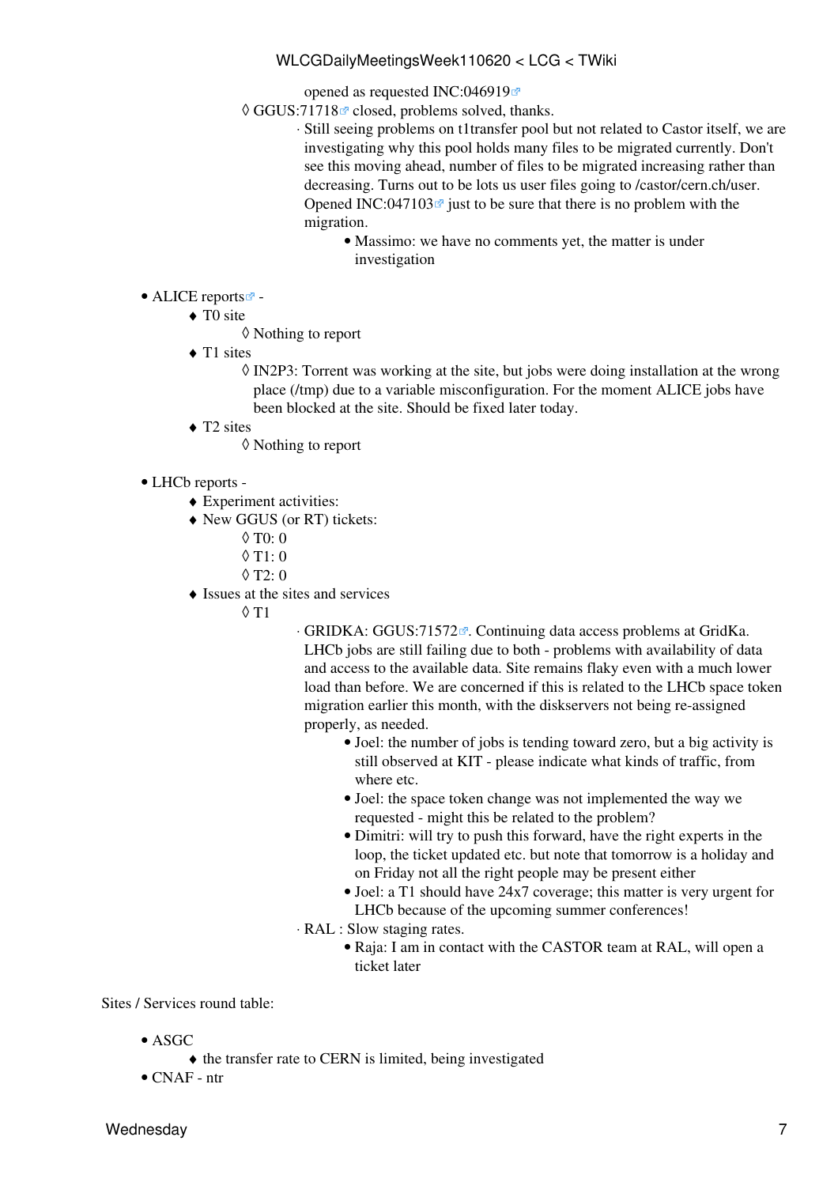opened as requested INC:046919
- GGUS:71718 closed, problems solved, thanks.
  - Still seeing problems on t1transfer pool but not related to Castor itself, we are investigating why this pool holds many files to be migrated currently. Don't see this moving ahead, number of files to be migrated increasing rather than decreasing. Turns out to be lots us user files going to /castor/cern.ch/user. Opened INC:047103 just to be sure that there is no problem with the migration.
    - Massimo: we have no comments yet, the matter is under investigation

- ALICE reports -
  - T0 site
    - Nothing to report
  - T1 sites
    - IN2P3: Torrent was working at the site, but jobs were doing installation at the wrong place (/tmp) due to a variable misconfiguration. For the moment ALICE jobs have been blocked at the site. Should be fixed later today.
  - T2 sites
    - Nothing to report

- LHCb reports -
  - Experiment activities:
  - New GGUS (or RT) tickets:
    - T0: 0
    - T1: 0
    - T2: 0
  - Issues at the sites and services
    - T1
      - GRIDKA: GGUS:71572. Continuing data access problems at GridKa. LHCb jobs are still failing due to both - problems with availability of data and access to the available data. Site remains flaky even with a much lower load than before. We are concerned if this is related to the LHCb space token migration earlier this month, with the diskservers not being re-assigned properly, as needed.
        - Joel: the number of jobs is tending toward zero, but a big activity is still observed at KIT - please indicate what kinds of traffic, from where etc.
        - Joel: the space token change was not implemented the way we requested - might this be related to the problem?
        - Dimitri: will try to push this forward, have the right experts in the loop, the ticket updated etc. but note that tomorrow is a holiday and on Friday not all the right people may be present either
        - Joel: a T1 should have 24x7 coverage; this matter is very urgent for LHCb because of the upcoming summer conferences!
      - RAL : Slow staging rates.
        - Raja: I am in contact with the CASTOR team at RAL, will open a ticket later

Sites / Services round table:

- ASGC
  - the transfer rate to CERN is limited, being investigated
- CNAF - ntr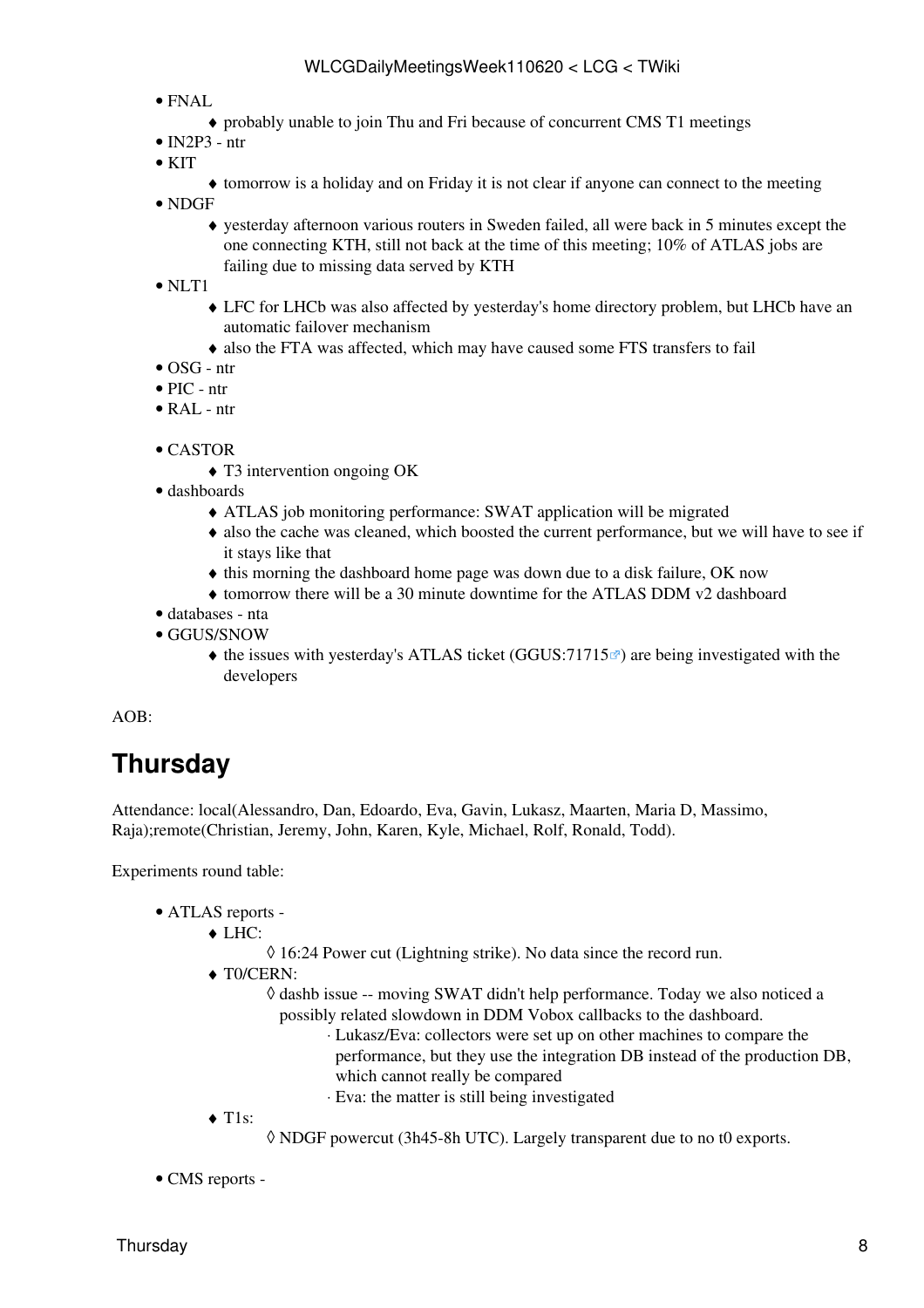- FNAL
    - probably unable to join Thu and Fri because of concurrent CMS T1 meetings
- IN2P3 - ntr
- KIT
    - tomorrow is a holiday and on Friday it is not clear if anyone can connect to the meeting
- NDGF
    - yesterday afternoon various routers in Sweden failed, all were back in 5 minutes except the one connecting KTH, still not back at the time of this meeting; 10% of ATLAS jobs are failing due to missing data served by KTH
- NLT1
    - LFC for LHCb was also affected by yesterday's home directory problem, but LHCb have an automatic failover mechanism
    - also the FTA was affected, which may have caused some FTS transfers to fail
- OSG - ntr
- PIC - ntr
- RAL - ntr

- CASTOR
    - T3 intervention ongoing OK
- dashboards
    - ATLAS job monitoring performance: SWAT application will be migrated
    - also the cache was cleaned, which boosted the current performance, but we will have to see if it stays like that
    - this morning the dashboard home page was down due to a disk failure, OK now
    - tomorrow there will be a 30 minute downtime for the ATLAS DDM v2 dashboard
- databases - nta
- GGUS/SNOW
    - the issues with yesterday's ATLAS ticket (GGUS:71715) are being investigated with the developers

AOB:

## Thursday

Attendance: local(Alessandro, Dan, Edoardo, Eva, Gavin, Lukasz, Maarten, Maria D, Massimo, Raja);remote(Christian, Jeremy, John, Karen, Kyle, Michael, Rolf, Ronald, Todd).

Experiments round table:

- ATLAS reports -
    - LHC:
        - 16:24 Power cut (Lightning strike). No data since the record run.
    - T0/CERN:
        - dashb issue -- moving SWAT didn't help performance. Today we also noticed a possibly related slowdown in DDM Vobox callbacks to the dashboard.
            - Lukasz/Eva: collectors were set up on other machines to compare the performance, but they use the integration DB instead of the production DB, which cannot really be compared
            - Eva: the matter is still being investigated
    - T1s:
        - NDGF powercut (3h45-8h UTC). Largely transparent due to no t0 exports.

- CMS reports -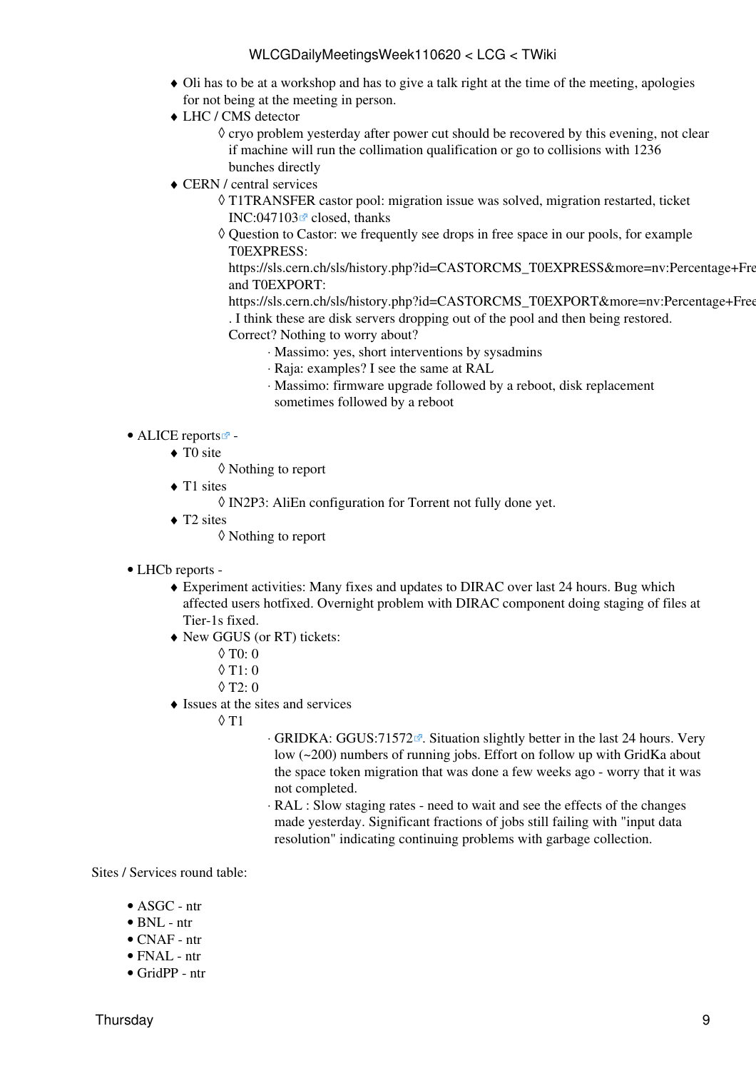- Oli has to be at a workshop and has to give a talk right at the time of the meeting, apologies for not being at the meeting in person.
- LHC / CMS detector
    - cryo problem yesterday after power cut should be recovered by this evening, not clear if machine will run the collimation qualification or go to collisions with 1236 bunches directly
- CERN / central services
    - T1TRANSFER castor pool: migration issue was solved, migration restarted, ticket INC:047103 closed, thanks
    - Question to Castor: we frequently see drops in free space in our pools, for example T0EXPRESS: https://sls.cern.ch/sls/history.php?id=CASTORCMS_T0EXPRESS&more=nv:Percentage+Fre and T0EXPORT: https://sls.cern.ch/sls/history.php?id=CASTORCMS_T0EXPORT&more=nv:Percentage+Free . I think these are disk servers dropping out of the pool and then being restored. Correct? Nothing to worry about?
        - Massimo: yes, short interventions by sysadmins
        - Raja: examples? I see the same at RAL
        - Massimo: firmware upgrade followed by a reboot, disk replacement sometimes followed by a reboot

- ALICE reports -
    - T0 site
        - Nothing to report
    - T1 sites
        - IN2P3: AliEn configuration for Torrent not fully done yet.
    - T2 sites
        - Nothing to report

- LHCb reports -
    - Experiment activities: Many fixes and updates to DIRAC over last 24 hours. Bug which affected users hotfixed. Overnight problem with DIRAC component doing staging of files at Tier-1s fixed.
    - New GGUS (or RT) tickets:
        - T0: 0
        - T1: 0
        - T2: 0
    - Issues at the sites and services
        - T1
            - GRIDKA: GGUS:71572. Situation slightly better in the last 24 hours. Very low (~200) numbers of running jobs. Effort on follow up with GridKa about the space token migration that was done a few weeks ago - worry that it was not completed.
            - RAL : Slow staging rates - need to wait and see the effects of the changes made yesterday. Significant fractions of jobs still failing with "input data resolution" indicating continuing problems with garbage collection.

Sites / Services round table:

- ASGC - ntr
- BNL - ntr
- CNAF - ntr
- FNAL - ntr
- GridPP - ntr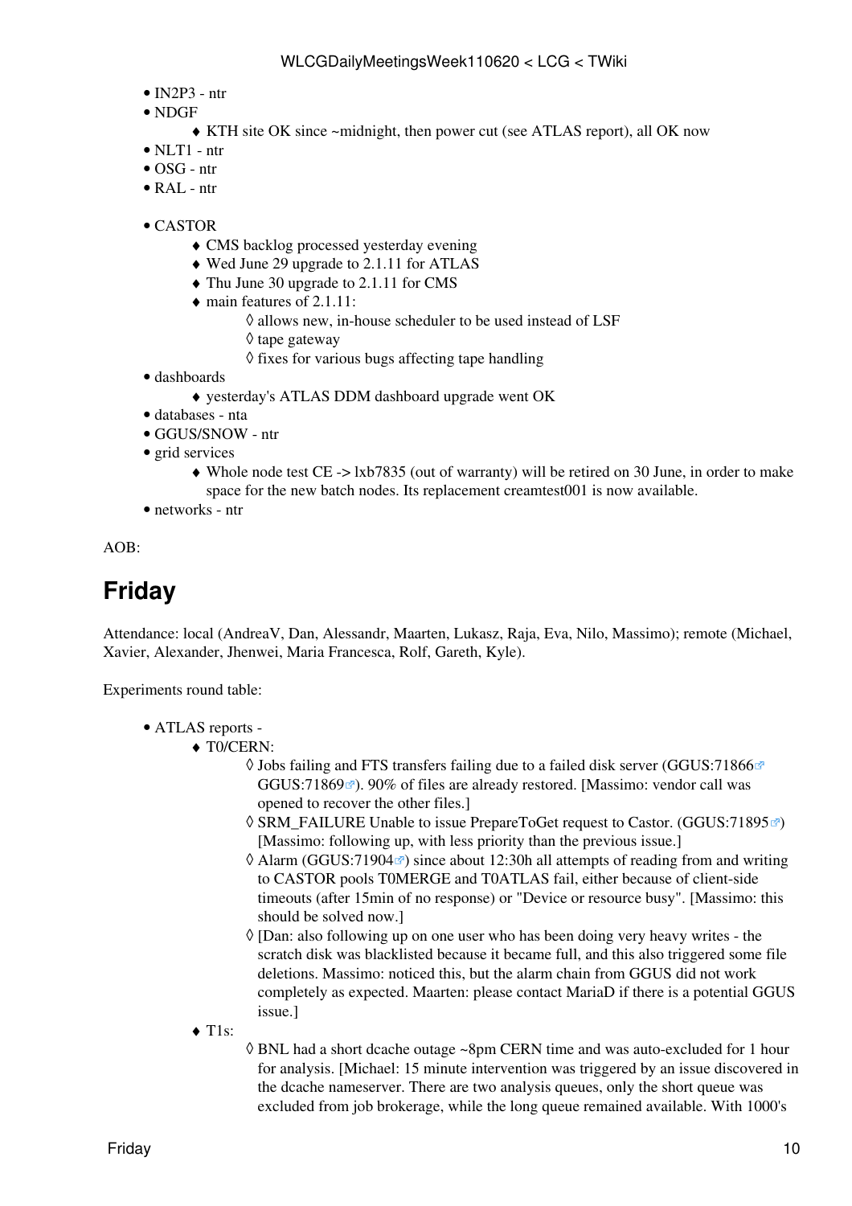- IN2P3 - ntr
- NDGF
    - KTH site OK since ~midnight, then power cut (see ATLAS report), all OK now
- NLT1 - ntr
- OSG - ntr
- RAL - ntr

- CASTOR
    - CMS backlog processed yesterday evening
    - Wed June 29 upgrade to 2.1.11 for ATLAS
    - Thu June 30 upgrade to 2.1.11 for CMS
    - main features of 2.1.11:
        - allows new, in-house scheduler to be used instead of LSF
        - tape gateway
        - fixes for various bugs affecting tape handling
- dashboards
    - yesterday's ATLAS DDM dashboard upgrade went OK
- databases - nta
- GGUS/SNOW - ntr
- grid services
    - Whole node test CE -> lxb7835 (out of warranty) will be retired on 30 June, in order to make space for the new batch nodes. Its replacement creamtest001 is now available.
- networks - ntr

AOB:

## Friday

Attendance: local (AndreaV, Dan, Alessandr, Maarten, Lukasz, Raja, Eva, Nilo, Massimo); remote (Michael, Xavier, Alexander, Jhenwei, Maria Francesca, Rolf, Gareth, Kyle).

Experiments round table:

- ATLAS reports -
    - T0/CERN:
        - Jobs failing and FTS transfers failing due to a failed disk server (GGUS:71866 GGUS:71869). 90% of files are already restored. [Massimo: vendor call was opened to recover the other files.]
        - SRM_FAILURE Unable to issue PrepareToGet request to Castor. (GGUS:71895) [Massimo: following up, with less priority than the previous issue.]
        - Alarm (GGUS:71904) since about 12:30h all attempts of reading from and writing to CASTOR pools T0MERGE and T0ATLAS fail, either because of client-side timeouts (after 15min of no response) or "Device or resource busy". [Massimo: this should be solved now.]
        - [Dan: also following up on one user who has been doing very heavy writes - the scratch disk was blacklisted because it became full, and this also triggered some file deletions. Massimo: noticed this, but the alarm chain from GGUS did not work completely as expected. Maarten: please contact MariaD if there is a potential GGUS issue.]
    - T1s:
        - BNL had a short dcache outage ~8pm CERN time and was auto-excluded for 1 hour for analysis. [Michael: 15 minute intervention was triggered by an issue discovered in the dcache nameserver. There are two analysis queues, only the short queue was excluded from job brokerage, while the long queue remained available. With 1000's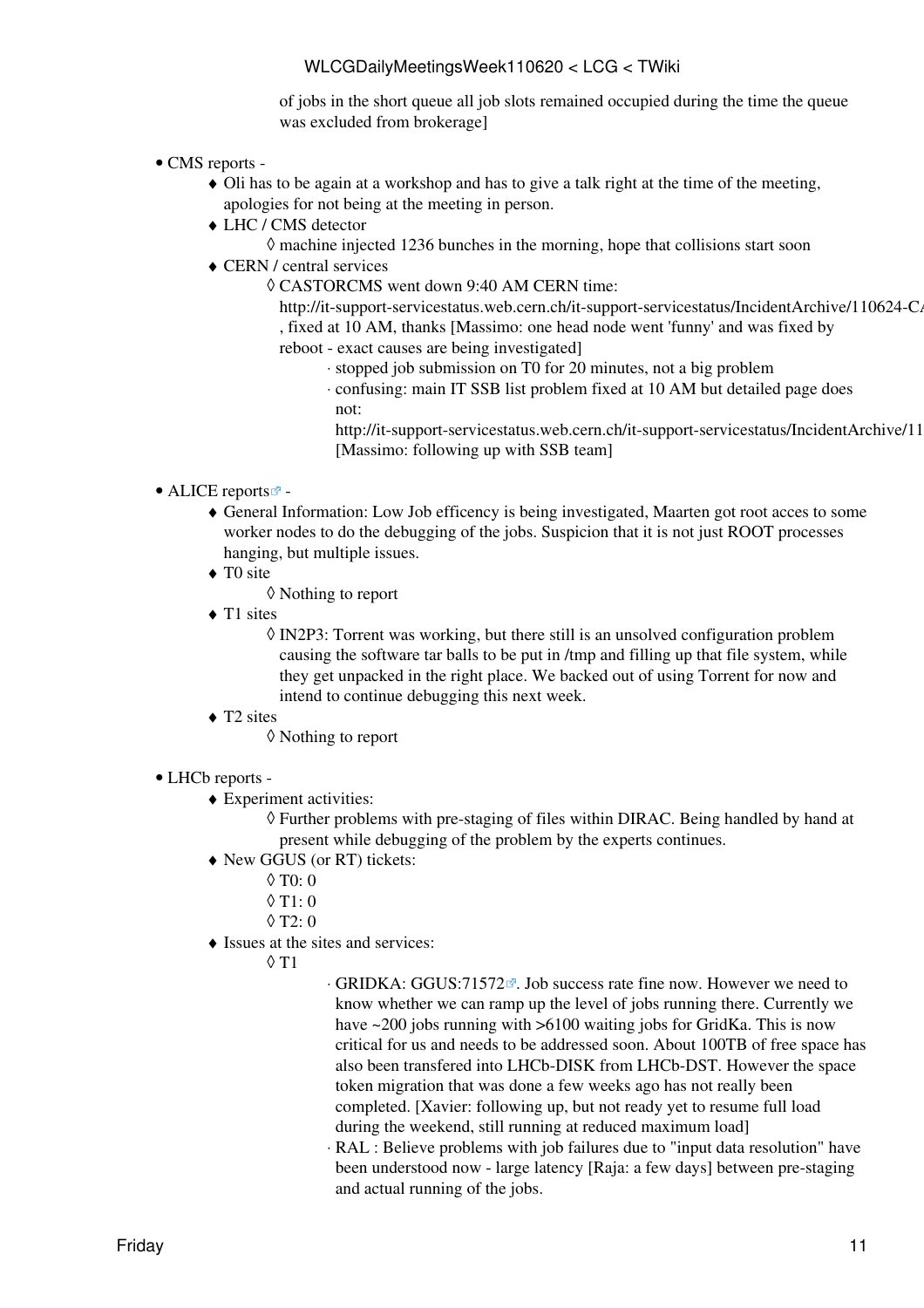of jobs in the short queue all job slots remained occupied during the time the queue was excluded from brokerage]

- CMS reports -
  - Oli has to be again at a workshop and has to give a talk right at the time of the meeting, apologies for not being at the meeting in person.
  - LHC / CMS detector
    - machine injected 1236 bunches in the morning, hope that collisions start soon
  - CERN / central services
    - CASTORCMS went down 9:40 AM CERN time: http://it-support-servicestatus.web.cern.ch/it-support-servicestatus/IncidentArchive/110624-CA , fixed at 10 AM, thanks [Massimo: one head node went 'funny' and was fixed by reboot - exact causes are being investigated]
      - stopped job submission on T0 for 20 minutes, not a big problem
      - confusing: main IT SSB list problem fixed at 10 AM but detailed page does not: http://it-support-servicestatus.web.cern.ch/it-support-servicestatus/IncidentArchive/11 [Massimo: following up with SSB team]

- ALICE reports -
  - General Information: Low Job efficency is being investigated, Maarten got root acces to some worker nodes to do the debugging of the jobs. Suspicion that it is not just ROOT processes hanging, but multiple issues.
  - T0 site
    - Nothing to report
  - T1 sites
    - IN2P3: Torrent was working, but there still is an unsolved configuration problem causing the software tar balls to be put in /tmp and filling up that file system, while they get unpacked in the right place. We backed out of using Torrent for now and intend to continue debugging this next week.
  - T2 sites
    - Nothing to report

- LHCb reports -
  - Experiment activities:
    - Further problems with pre-staging of files within DIRAC. Being handled by hand at present while debugging of the problem by the experts continues.
  - New GGUS (or RT) tickets:
    - T0: 0
    - T1: 0
    - T2: 0
  - Issues at the sites and services:
    - T1
      - GRIDKA: GGUS:71572. Job success rate fine now. However we need to know whether we can ramp up the level of jobs running there. Currently we have ~200 jobs running with >6100 waiting jobs for GridKa. This is now critical for us and needs to be addressed soon. About 100TB of free space has also been transfered into LHCb-DISK from LHCb-DST. However the space token migration that was done a few weeks ago has not really been completed. [Xavier: following up, but not ready yet to resume full load during the weekend, still running at reduced maximum load]
      - RAL : Believe problems with job failures due to "input data resolution" have been understood now - large latency [Raja: a few days] between pre-staging and actual running of the jobs.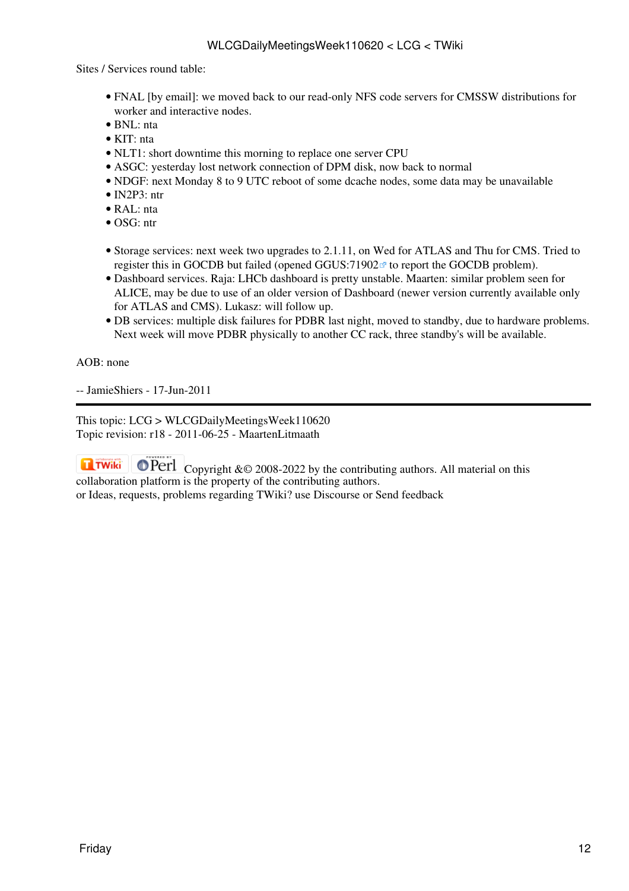Sites / Services round table:

- FNAL [by email]: we moved back to our read-only NFS code servers for CMSSW distributions for worker and interactive nodes.
- BNL: nta
- KIT: nta
- NLT1: short downtime this morning to replace one server CPU
- ASGC: yesterday lost network connection of DPM disk, now back to normal
- NDGF: next Monday 8 to 9 UTC reboot of some dcache nodes, some data may be unavailable
- IN2P3: ntr
- RAL: nta
- OSG: ntr

- Storage services: next week two upgrades to 2.1.11, on Wed for ATLAS and Thu for CMS. Tried to register this in GOCDB but failed (opened GGUS:71902 to report the GOCDB problem).
- Dashboard services. Raja: LHCb dashboard is pretty unstable. Maarten: similar problem seen for ALICE, may be due to use of an older version of Dashboard (newer version currently available only for ATLAS and CMS). Lukasz: will follow up.
- DB services: multiple disk failures for PDBR last night, moved to standby, due to hardware problems. Next week will move PDBR physically to another CC rack, three standby's will be available.

AOB: none

-- JamieShiers - 17-Jun-2011

---

This topic: LCG > WLCGDailyMeetingsWeek110620
Topic revision: r18 - 2011-06-25 - MaartenLitmaath

Copyright &© 2008-2022 by the contributing authors. All material on this collaboration platform is the property of the contributing authors.
or Ideas, requests, problems regarding TWiki? use Discourse or Send feedback